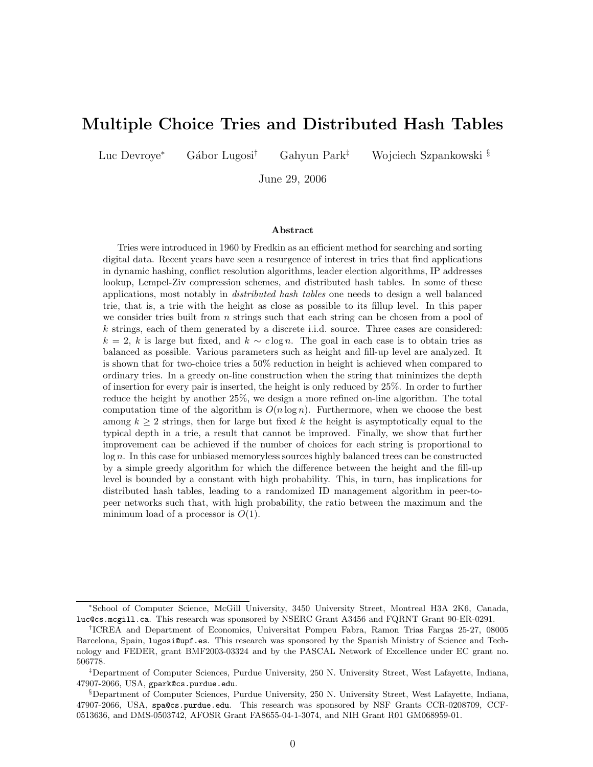# Multiple Choice Tries and Distributed Hash Tables

Luc Devroye[*] Gábor Lugosi[†] Gahyun Park[‡] Wojciech Szpankowski[§]

June 29, 2006

### Abstract

Tries were introduced in 1960 by Fredkin as an efficient method for searching and sorting digital data. Recent years have seen a resurgence of interest in tries that find applications in dynamic hashing, conflict resolution algorithms, leader election algorithms, IP addresses lookup, Lempel-Ziv compression schemes, and distributed hash tables. In some of these applications, most notably in *distributed hash tables* one needs to design a well balanced trie, that is, a trie with the height as close as possible to its fillup level. In this paper we consider tries built from $n$ strings such that each string can be chosen from a pool of $k$ strings, each of them generated by a discrete i.i.d. source. Three cases are considered: $k = 2$, $k$ is large but fixed, and $k \sim c \log n$. The goal in each case is to obtain tries as balanced as possible. Various parameters such as height and fill-up level are analyzed. It is shown that for two-choice tries a 50% reduction in height is achieved when compared to ordinary tries. In a greedy on-line construction when the string that minimizes the depth of insertion for every pair is inserted, the height is only reduced by 25%. In order to further reduce the height by another 25%, we design a more refined on-line algorithm. The total computation time of the algorithm is $O(n \log n)$. Furthermore, when we choose the best among $k \geq 2$ strings, then for large but fixed $k$ the height is asymptotically equal to the typical depth in a trie, a result that cannot be improved. Finally, we show that further improvement can be achieved if the number of choices for each string is proportional to $\log n$. In this case for unbiased memoryless sources highly balanced trees can be constructed by a simple greedy algorithm for which the difference between the height and the fill-up level is bounded by a constant with high probability. This, in turn, has implications for distributed hash tables, leading to a randomized ID management algorithm in peer-to-peer networks such that, with high probability, the ratio between the maximum and the minimum load of a processor is $O(1)$.

---

[*] School of Computer Science, McGill University, 3450 University Street, Montreal H3A 2K6, Canada, luc@cs.mcgill.ca. This research was sponsored by NSERC Grant A3456 and FQRNT Grant 90-ER-0291.

[†] ICREA and Department of Economics, Universitat Pompeu Fabra, Ramon Trias Fargas 25-27, 08005 Barcelona, Spain, lugosi@upf.es. This research was sponsored by the Spanish Ministry of Science and Technology and FEDER, grant BMF2003-03324 and by the PASCAL Network of Excellence under EC grant no. 506778.

[‡] Department of Computer Sciences, Purdue University, 250 N. University Street, West Lafayette, Indiana, 47907-2066, USA, gpark@cs.purdue.edu.

[§] Department of Computer Sciences, Purdue University, 250 N. University Street, West Lafayette, Indiana, 47907-2066, USA, spa@cs.purdue.edu. This research was sponsored by NSF Grants CCR-0208709, CCF-0513636, and DMS-0503742, AFOSR Grant FA8655-04-1-3074, and NIH Grant R01 GM068959-01.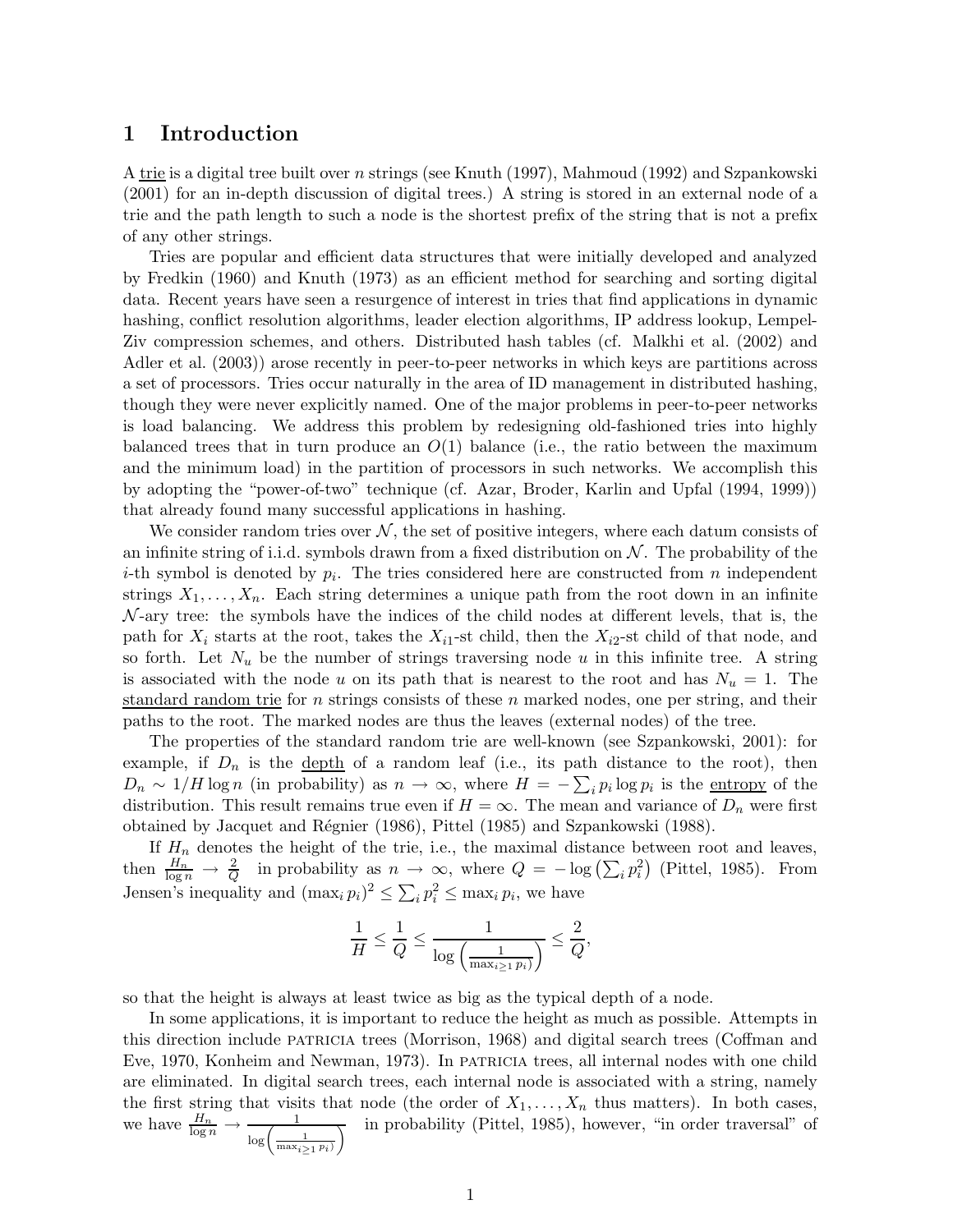# 1 Introduction

A trie is a digital tree built over $n$ strings (see Knuth (1997), Mahmoud (1992) and Szpankowski (2001) for an in-depth discussion of digital trees.) A string is stored in an external node of a trie and the path length to such a node is the shortest prefix of the string that is not a prefix of any other strings.

Tries are popular and efficient data structures that were initially developed and analyzed by Fredkin (1960) and Knuth (1973) as an efficient method for searching and sorting digital data. Recent years have seen a resurgence of interest in tries that find applications in dynamic hashing, conflict resolution algorithms, leader election algorithms, IP address lookup, Lempel-Ziv compression schemes, and others. Distributed hash tables (cf. Malkhi et al. (2002) and Adler et al. (2003)) arose recently in peer-to-peer networks in which keys are partitions across a set of processors. Tries occur naturally in the area of ID management in distributed hashing, though they were never explicitly named. One of the major problems in peer-to-peer networks is load balancing. We address this problem by redesigning old-fashioned tries into highly balanced trees that in turn produce an $O(1)$ balance (i.e., the ratio between the maximum and the minimum load) in the partition of processors in such networks. We accomplish this by adopting the "power-of-two" technique (cf. Azar, Broder, Karlin and Upfal (1994, 1999)) that already found many successful applications in hashing.

We consider random tries over $\mathcal{N}$, the set of positive integers, where each datum consists of an infinite string of i.i.d. symbols drawn from a fixed distribution on $\mathcal{N}$. The probability of the $i$-th symbol is denoted by $p_i$. The tries considered here are constructed from $n$ independent strings $X_1, \ldots, X_n$. Each string determines a unique path from the root down in an infinite $\mathcal{N}$-ary tree: the symbols have the indices of the child nodes at different levels, that is, the path for $X_i$ starts at the root, takes the $X_{i1}$-st child, then the $X_{i2}$-st child of that node, and so forth. Let $N_u$ be the number of strings traversing node $u$ in this infinite tree. A string is associated with the node $u$ on its path that is nearest to the root and has $N_u = 1$. The standard random trie for $n$ strings consists of these $n$ marked nodes, one per string, and their paths to the root. The marked nodes are thus the leaves (external nodes) of the tree.

The properties of the standard random trie are well-known (see Szpankowski, 2001): for example, if $D_n$ is the depth of a random leaf (i.e., its path distance to the root), then $D_n \sim 1/H \log n$ (in probability) as $n \to \infty$, where $H = -\sum_i p_i \log p_i$ is the entropy of the distribution. This result remains true even if $H = \infty$. The mean and variance of $D_n$ were first obtained by Jacquet and Régnier (1986), Pittel (1985) and Szpankowski (1988).

If $H_n$ denotes the height of the trie, i.e., the maximal distance between root and leaves, then $\frac{H_n}{\log n} \to \frac{2}{Q}$ in probability as $n \to \infty$, where $Q = -\log\left(\sum_i p_i^2\right)$ (Pittel, 1985). From Jensen's inequality and $(\max_i p_i)^2 \le \sum_i p_i^2 \le \max_i p_i$, we have

$$\frac{1}{H} \le \frac{1}{Q} \le \frac{1}{\log\left(\frac{1}{\max_{i\ge 1} p_i}\right)} \le \frac{2}{Q},$$

so that the height is always at least twice as big as the typical depth of a node.

In some applications, it is important to reduce the height as much as possible. Attempts in this direction include PATRICIA trees (Morrison, 1968) and digital search trees (Coffman and Eve, 1970, Konheim and Newman, 1973). In PATRICIA trees, all internal nodes with one child are eliminated. In digital search trees, each internal node is associated with a string, namely the first string that visits that node (the order of $X_1, \ldots, X_n$ thus matters). In both cases, we have $\frac{H_n}{\log n} \to \frac{1}{\log\left(\frac{1}{\max_{i\ge 1} p_i}\right)}$ in probability (Pittel, 1985), however, "in order traversal" of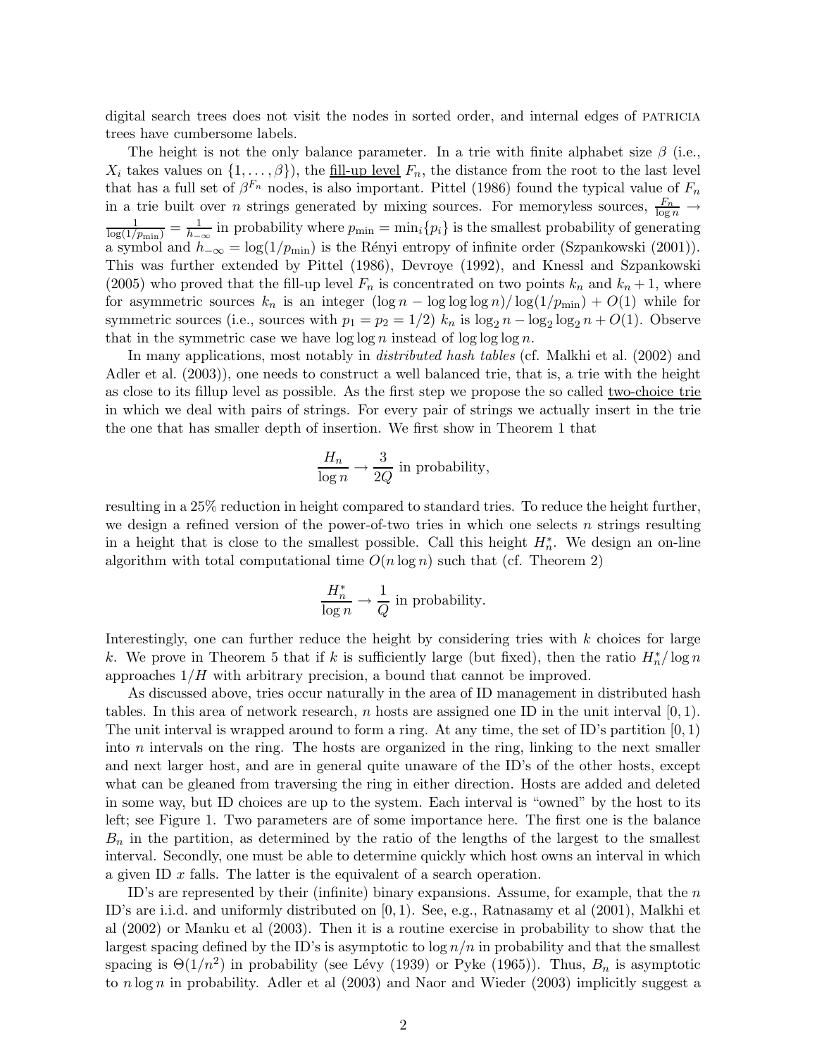digital search trees does not visit the nodes in sorted order, and internal edges of PATRICIA trees have cumbersome labels.

The height is not the only balance parameter. In a trie with finite alphabet size $\beta$ (i.e., $X_i$ takes values on $\{1, \ldots, \beta\}$), the fill-up level $F_n$, the distance from the root to the last level that has a full set of $\beta^{F_n}$ nodes, is also important. Pittel (1986) found the typical value of $F_n$ in a trie built over $n$ strings generated by mixing sources. For memoryless sources, $\frac{F_n}{\log n} \to \frac{1}{\log(1/p_{\min})} = \frac{1}{h_{-\infty}}$ in probability where $p_{\min} = \min_i\{p_i\}$ is the smallest probability of generating a symbol and $h_{-\infty} = \log(1/p_{\min})$ is the Rényi entropy of infinite order (Szpankowski (2001)). This was further extended by Pittel (1986), Devroye (1992), and Knessl and Szpankowski (2005) who proved that the fill-up level $F_n$ is concentrated on two points $k_n$ and $k_n + 1$, where for asymmetric sources $k_n$ is an integer $(\log n - \log\log\log n)/\log(1/p_{\min}) + O(1)$ while for symmetric sources (i.e., sources with $p_1 = p_2 = 1/2$) $k_n$ is $\log_2 n - \log_2 \log_2 n + O(1)$. Observe that in the symmetric case we have $\log\log n$ instead of $\log\log\log n$.

In many applications, most notably in *distributed hash tables* (cf. Malkhi et al. (2002) and Adler et al. (2003)), one needs to construct a well balanced trie, that is, a trie with the height as close to its fillup level as possible. As the first step we propose the so called two-choice trie in which we deal with pairs of strings. For every pair of strings we actually insert in the trie the one that has smaller depth of insertion. We first show in Theorem 1 that

$$\frac{H_n}{\log n} \to \frac{3}{2Q} \text{ in probability,}$$

resulting in a 25% reduction in height compared to standard tries. To reduce the height further, we design a refined version of the power-of-two tries in which one selects $n$ strings resulting in a height that is close to the smallest possible. Call this height $H_n^*$. We design an on-line algorithm with total computational time $O(n \log n)$ such that (cf. Theorem 2)

$$\frac{H_n^*}{\log n} \to \frac{1}{Q} \text{ in probability.}$$

Interestingly, one can further reduce the height by considering tries with $k$ choices for large $k$. We prove in Theorem 5 that if $k$ is sufficiently large (but fixed), then the ratio $H_n^*/\log n$ approaches $1/H$ with arbitrary precision, a bound that cannot be improved.

As discussed above, tries occur naturally in the area of ID management in distributed hash tables. In this area of network research, $n$ hosts are assigned one ID in the unit interval $[0, 1)$. The unit interval is wrapped around to form a ring. At any time, the set of ID's partition $[0, 1)$ into $n$ intervals on the ring. The hosts are organized in the ring, linking to the next smaller and next larger host, and are in general quite unaware of the ID's of the other hosts, except what can be gleaned from traversing the ring in either direction. Hosts are added and deleted in some way, but ID choices are up to the system. Each interval is "owned" by the host to its left; see Figure 1. Two parameters are of some importance here. The first one is the balance $B_n$ in the partition, as determined by the ratio of the lengths of the largest to the smallest interval. Secondly, one must be able to determine quickly which host owns an interval in which a given ID $x$ falls. The latter is the equivalent of a search operation.

ID's are represented by their (infinite) binary expansions. Assume, for example, that the $n$ ID's are i.i.d. and uniformly distributed on $[0, 1)$. See, e.g., Ratnasamy et al (2001), Malkhi et al (2002) or Manku et al (2003). Then it is a routine exercise in probability to show that the largest spacing defined by the ID's is asymptotic to $\log n/n$ in probability and that the smallest spacing is $\Theta(1/n^2)$ in probability (see Lévy (1939) or Pyke (1965)). Thus, $B_n$ is asymptotic to $n \log n$ in probability. Adler et al (2003) and Naor and Wieder (2003) implicitly suggest a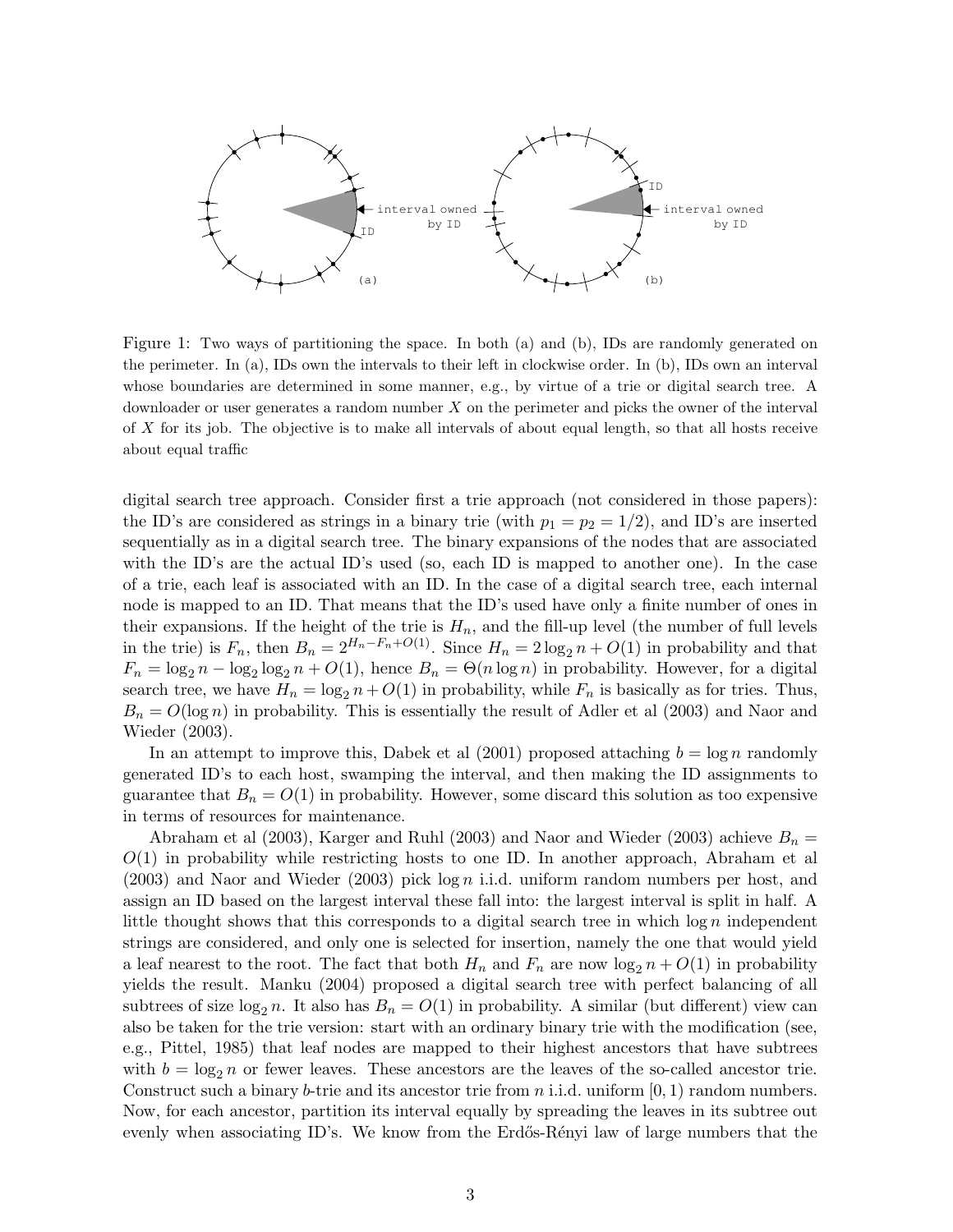Figure 1: Two ways of partitioning the space. In both (a) and (b), IDs are randomly generated on the perimeter. In (a), IDs own the intervals to their left in clockwise order. In (b), IDs own an interval whose boundaries are determined in some manner, e.g., by virtue of a trie or digital search tree. A downloader or user generates a random number $X$ on the perimeter and picks the owner of the interval of $X$ for its job. The objective is to make all intervals of about equal length, so that all hosts receive about equal traffic

digital search tree approach. Consider first a trie approach (not considered in those papers): the ID's are considered as strings in a binary trie (with $p_1 = p_2 = 1/2$), and ID's are inserted sequentially as in a digital search tree. The binary expansions of the nodes that are associated with the ID's are the actual ID's used (so, each ID is mapped to another one). In the case of a trie, each leaf is associated with an ID. In the case of a digital search tree, each internal node is mapped to an ID. That means that the ID's used have only a finite number of ones in their expansions. If the height of the trie is $H_n$, and the fill-up level (the number of full levels in the trie) is $F_n$, then $B_n = 2^{H_n - F_n + O(1)}$. Since $H_n = 2\log_2 n + O(1)$ in probability and that $F_n = \log_2 n - \log_2 \log_2 n + O(1)$, hence $B_n = \Theta(n \log n)$ in probability. However, for a digital search tree, we have $H_n = \log_2 n + O(1)$ in probability, while $F_n$ is basically as for tries. Thus, $B_n = O(\log n)$ in probability. This is essentially the result of Adler et al (2003) and Naor and Wieder (2003).

In an attempt to improve this, Dabek et al (2001) proposed attaching $b = \log n$ randomly generated ID's to each host, swamping the interval, and then making the ID assignments to guarantee that $B_n = O(1)$ in probability. However, some discard this solution as too expensive in terms of resources for maintenance.

Abraham et al (2003), Karger and Ruhl (2003) and Naor and Wieder (2003) achieve $B_n = O(1)$ in probability while restricting hosts to one ID. In another approach, Abraham et al (2003) and Naor and Wieder (2003) pick $\log n$ i.i.d. uniform random numbers per host, and assign an ID based on the largest interval these fall into: the largest interval is split in half. A little thought shows that this corresponds to a digital search tree in which $\log n$ independent strings are considered, and only one is selected for insertion, namely the one that would yield a leaf nearest to the root. The fact that both $H_n$ and $F_n$ are now $\log_2 n + O(1)$ in probability yields the result. Manku (2004) proposed a digital search tree with perfect balancing of all subtrees of size $\log_2 n$. It also has $B_n = O(1)$ in probability. A similar (but different) view can also be taken for the trie version: start with an ordinary binary trie with the modification (see, e.g., Pittel, 1985) that leaf nodes are mapped to their highest ancestors that have subtrees with $b = \log_2 n$ or fewer leaves. These ancestors are the leaves of the so-called ancestor trie. Construct such a binary $b$-trie and its ancestor trie from $n$ i.i.d. uniform $[0, 1)$ random numbers. Now, for each ancestor, partition its interval equally by spreading the leaves in its subtree out evenly when associating ID's. We know from the Erdős-Rényi law of large numbers that the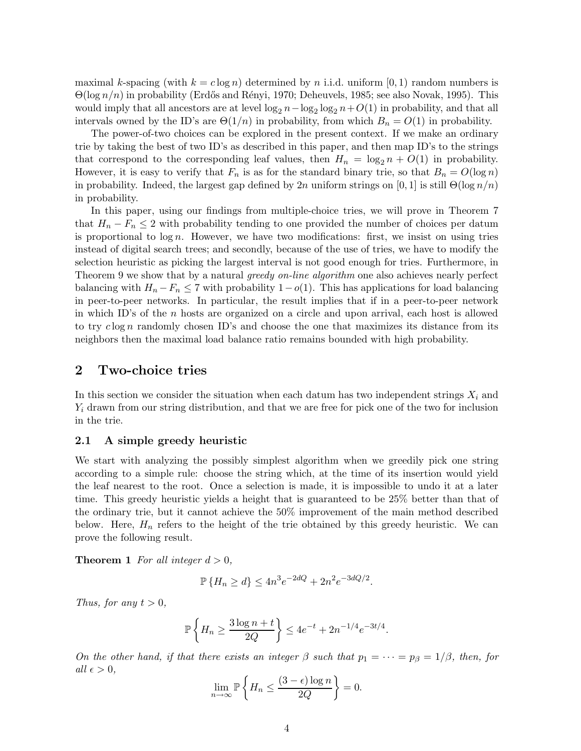maximal $k$-spacing (with $k = c \log n$) determined by $n$ i.i.d. uniform $[0, 1)$ random numbers is $\Theta(\log n/n)$ in probability (Erdős and Rényi, 1970; Deheuvels, 1985; see also Novak, 1995). This would imply that all ancestors are at level $\log_2 n - \log_2 \log_2 n + O(1)$ in probability, and that all intervals owned by the ID's are $\Theta(1/n)$ in probability, from which $B_n = O(1)$ in probability.

The power-of-two choices can be explored in the present context. If we make an ordinary trie by taking the best of two ID's as described in this paper, and then map ID's to the strings that correspond to the corresponding leaf values, then $H_n = \log_2 n + O(1)$ in probability. However, it is easy to verify that $F_n$ is as for the standard binary trie, so that $B_n = O(\log n)$ in probability. Indeed, the largest gap defined by $2n$ uniform strings on $[0, 1]$ is still $\Theta(\log n/n)$ in probability.

In this paper, using our findings from multiple-choice tries, we will prove in Theorem 7 that $H_n - F_n \le 2$ with probability tending to one provided the number of choices per datum is proportional to $\log n$. However, we have two modifications: first, we insist on using tries instead of digital search trees; and secondly, because of the use of tries, we have to modify the selection heuristic as picking the largest interval is not good enough for tries. Furthermore, in Theorem 9 we show that by a natural *greedy on-line algorithm* one also achieves nearly perfect balancing with $H_n - F_n \le 7$ with probability $1 - o(1)$. This has applications for load balancing in peer-to-peer networks. In particular, the result implies that if in a peer-to-peer network in which ID's of the $n$ hosts are organized on a circle and upon arrival, each host is allowed to try $c \log n$ randomly chosen ID's and choose the one that maximizes its distance from its neighbors then the maximal load balance ratio remains bounded with high probability.

## 2 Two-choice tries

In this section we consider the situation when each datum has two independent strings $X_i$ and $Y_i$ drawn from our string distribution, and that we are free for pick one of the two for inclusion in the trie.

### 2.1 A simple greedy heuristic

We start with analyzing the possibly simplest algorithm when we greedily pick one string according to a simple rule: choose the string which, at the time of its insertion would yield the leaf nearest to the root. Once a selection is made, it is impossible to undo it at a later time. This greedy heuristic yields a height that is guaranteed to be 25% better than that of the ordinary trie, but it cannot achieve the 50% improvement of the main method described below. Here, $H_n$ refers to the height of the trie obtained by this greedy heuristic. We can prove the following result.

**Theorem 1** *For all integer $d > 0$,*

$$\mathbb{P}\{H_n \ge d\} \le 4n^3 e^{-2dQ} + 2n^2 e^{-3dQ/2}.$$

*Thus, for any $t > 0$,*

$$\mathbb{P}\left\{H_n \ge \frac{3 \log n + t}{2Q}\right\} \le 4e^{-t} + 2n^{-1/4} e^{-3t/4}.$$

*On the other hand, if that there exists an integer $\beta$ such that $p_1 = \cdots = p_\beta = 1/\beta$, then, for all $\epsilon > 0$,*

$$\lim_{n \to \infty} \mathbb{P}\left\{H_n \le \frac{(3 - \epsilon) \log n}{2Q}\right\} = 0.$$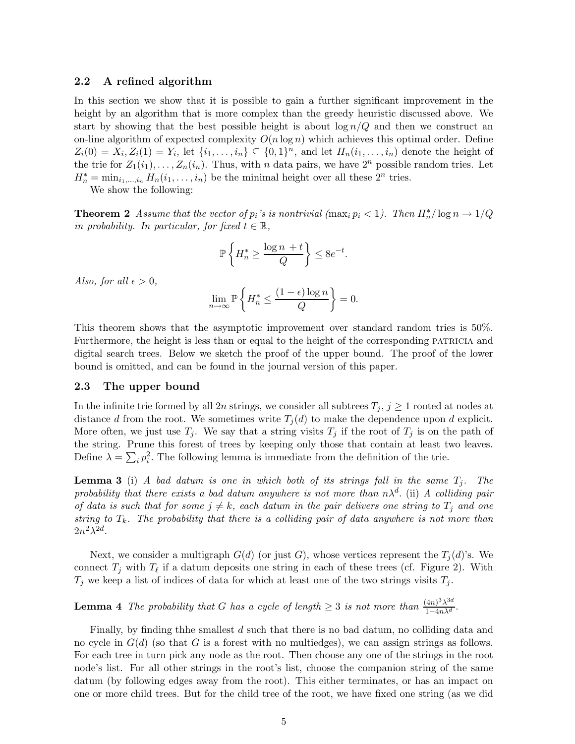### 2.2 A refined algorithm

In this section we show that it is possible to gain a further significant improvement in the height by an algorithm that is more complex than the greedy heuristic discussed above. We start by showing that the best possible height is about $\log n/Q$ and then we construct an on-line algorithm of expected complexity $O(n \log n)$ which achieves this optimal order. Define $Z_i(0) = X_i, Z_i(1) = Y_i$, let $\{i_1, \ldots, i_n\} \subseteq \{0,1\}^n$, and let $H_n(i_1, \ldots, i_n)$ denote the height of the trie for $Z_1(i_1), \ldots, Z_n(i_n)$. Thus, with $n$ data pairs, we have $2^n$ possible random tries. Let $H_n^* = \min_{i_1,\ldots,i_n} H_n(i_1, \ldots, i_n)$ be the minimal height over all these $2^n$ tries.

We show the following:

**Theorem 2** *Assume that the vector of $p_i$'s is nontrivial ($\max_i p_i < 1$). Then $H_n^*/\log n \to 1/Q$ in probability. In particular, for fixed $t \in \mathbb{R}$,*

$$\mathbb{P}\left\{H_n^* \geq \frac{\log n\ + t}{Q}\right\} \leq 8e^{-t}.$$

*Also, for all $\epsilon > 0$,*

$$\lim_{n\to\infty} \mathbb{P}\left\{H_n^* \leq \frac{(1-\epsilon)\log n}{Q}\right\} = 0.$$

This theorem shows that the asymptotic improvement over standard random tries is 50%. Furthermore, the height is less than or equal to the height of the corresponding PATRICIA and digital search trees. Below we sketch the proof of the upper bound. The proof of the lower bound is omitted, and can be found in the journal version of this paper.

### 2.3 The upper bound

In the infinite trie formed by all $2n$ strings, we consider all subtrees $T_j$, $j \geq 1$ rooted at nodes at distance $d$ from the root. We sometimes write $T_j(d)$ to make the dependence upon $d$ explicit. More often, we just use $T_j$. We say that a string visits $T_j$ if the root of $T_j$ is on the path of the string. Prune this forest of trees by keeping only those that contain at least two leaves. Define $\lambda = \sum_i p_i^2$. The following lemma is immediate from the definition of the trie.

**Lemma 3** (i) *A bad datum is one in which both of its strings fall in the same $T_j$. The probability that there exists a bad datum anywhere is not more than $n\lambda^d$.* (ii) *A colliding pair of data is such that for some $j \neq k$, each datum in the pair delivers one string to $T_j$ and one string to $T_k$. The probability that there is a colliding pair of data anywhere is not more than $2n^2\lambda^{2d}$.*

Next, we consider a multigraph $G(d)$ (or just $G$), whose vertices represent the $T_j(d)$'s. We connect $T_j$ with $T_\ell$ if a datum deposits one string in each of these trees (cf. Figure 2). With $T_j$ we keep a list of indices of data for which at least one of the two strings visits $T_j$.

**Lemma 4** *The probability that $G$ has a cycle of length $\geq 3$ is not more than $\frac{(4n)^3\lambda^{3d}}{1-4n\lambda^d}$.*

Finally, by finding thhe smallest $d$ such that there is no bad datum, no colliding data and no cycle in $G(d)$ (so that $G$ is a forest with no multiedges), we can assign strings as follows. For each tree in turn pick any node as the root. Then choose any one of the strings in the root node's list. For all other strings in the root's list, choose the companion string of the same datum (by following edges away from the root). This either terminates, or has an impact on one or more child trees. But for the child tree of the root, we have fixed one string (as we did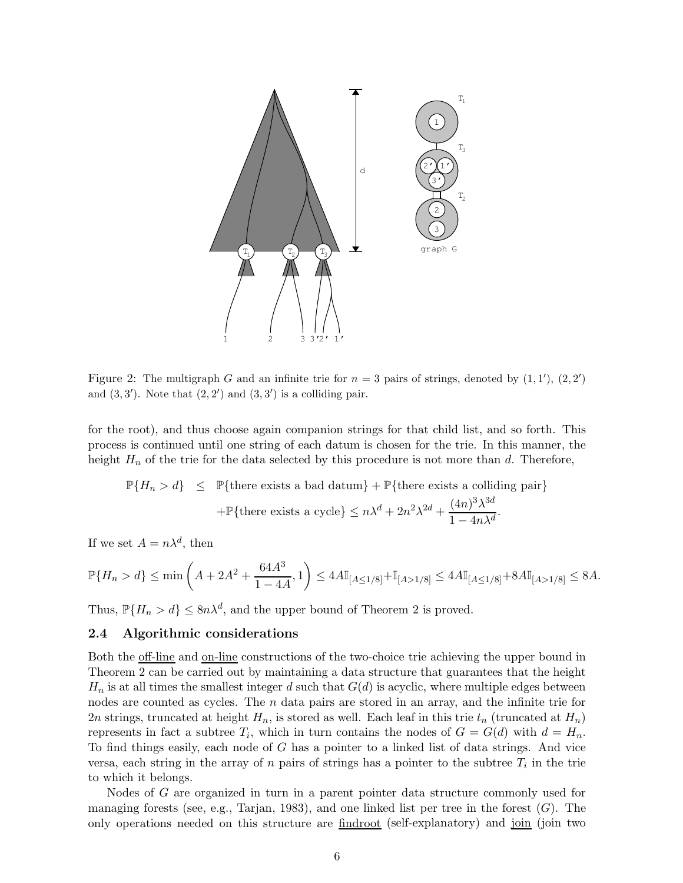Figure 2: The multigraph $G$ and an infinite trie for $n = 3$ pairs of strings, denoted by $(1, 1')$, $(2, 2')$ and $(3, 3')$. Note that $(2, 2')$ and $(3, 3')$ is a colliding pair.

for the root), and thus choose again companion strings for that child list, and so forth. This process is continued until one string of each datum is chosen for the trie. In this manner, the height $H_n$ of the trie for the data selected by this procedure is not more than $d$. Therefore,

$$\begin{aligned}\mathbb{P}\{H_n > d\} \quad &\leq \quad \mathbb{P}\{\text{there exists a bad datum}\} + \mathbb{P}\{\text{there exists a colliding pair}\} \\ &\quad + \mathbb{P}\{\text{there exists a cycle}\} \leq n\lambda^d + 2n^2\lambda^{2d} + \frac{(4n)^3\lambda^{3d}}{1 - 4n\lambda^d}.\end{aligned}$$

If we set $A = n\lambda^d$, then

$$\mathbb{P}\{H_n > d\} \leq \min\left(A + 2A^2 + \frac{64A^3}{1 - 4A}, 1\right) \leq 4A\mathbb{I}_{[A \leq 1/8]} + \mathbb{I}_{[A > 1/8]} \leq 4A\mathbb{I}_{[A \leq 1/8]} + 8A\mathbb{I}_{[A > 1/8]} \leq 8A.$$

Thus, $\mathbb{P}\{H_n > d\} \leq 8n\lambda^d$, and the upper bound of Theorem 2 is proved.

### 2.4 Algorithmic considerations

Both the off-line and on-line constructions of the two-choice trie achieving the upper bound in Theorem 2 can be carried out by maintaining a data structure that guarantees that the height $H_n$ is at all times the smallest integer $d$ such that $G(d)$ is acyclic, where multiple edges between nodes are counted as cycles. The $n$ data pairs are stored in an array, and the infinite trie for $2n$ strings, truncated at height $H_n$, is stored as well. Each leaf in this trie $t_n$ (truncated at $H_n$) represents in fact a subtree $T_i$, which in turn contains the nodes of $G = G(d)$ with $d = H_n$. To find things easily, each node of $G$ has a pointer to a linked list of data strings. And vice versa, each string in the array of $n$ pairs of strings has a pointer to the subtree $T_i$ in the trie to which it belongs.

Nodes of $G$ are organized in turn in a parent pointer data structure commonly used for managing forests (see, e.g., Tarjan, 1983), and one linked list per tree in the forest ($G$). The only operations needed on this structure are findroot (self-explanatory) and join (join two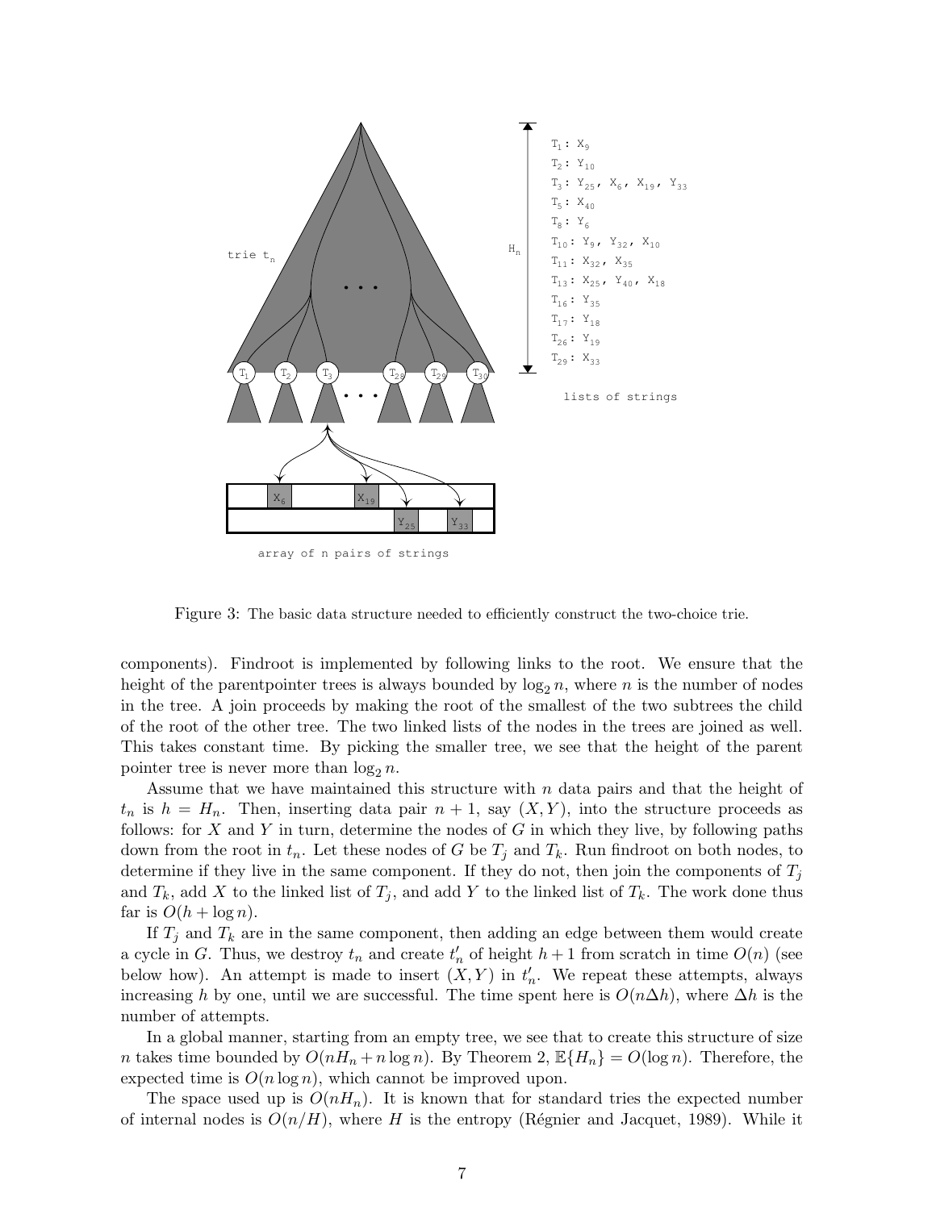Figure 3: The basic data structure needed to efficiently construct the two-choice trie.

components). Findroot is implemented by following links to the root. We ensure that the height of the parentpointer trees is always bounded by $\log_2 n$, where $n$ is the number of nodes in the tree. A join proceeds by making the root of the smallest of the two subtrees the child of the root of the other tree. The two linked lists of the nodes in the trees are joined as well. This takes constant time. By picking the smaller tree, we see that the height of the parent pointer tree is never more than $\log_2 n$.

Assume that we have maintained this structure with $n$ data pairs and that the height of $t_n$ is $h = H_n$. Then, inserting data pair $n+1$, say $(X, Y)$, into the structure proceeds as follows: for $X$ and $Y$ in turn, determine the nodes of $G$ in which they live, by following paths down from the root in $t_n$. Let these nodes of $G$ be $T_j$ and $T_k$. Run findroot on both nodes, to determine if they live in the same component. If they do not, then join the components of $T_j$ and $T_k$, add $X$ to the linked list of $T_j$, and add $Y$ to the linked list of $T_k$. The work done thus far is $O(h + \log n)$.

If $T_j$ and $T_k$ are in the same component, then adding an edge between them would create a cycle in $G$. Thus, we destroy $t_n$ and create $t'_n$ of height $h+1$ from scratch in time $O(n)$ (see below how). An attempt is made to insert $(X, Y)$ in $t'_n$. We repeat these attempts, always increasing $h$ by one, until we are successful. The time spent here is $O(n\Delta h)$, where $\Delta h$ is the number of attempts.

In a global manner, starting from an empty tree, we see that to create this structure of size $n$ takes time bounded by $O(nH_n + n\log n)$. By Theorem 2, $\mathbb{E}\{H_n\} = O(\log n)$. Therefore, the expected time is $O(n \log n)$, which cannot be improved upon.

The space used up is $O(nH_n)$. It is known that for standard tries the expected number of internal nodes is $O(n/H)$, where $H$ is the entropy (Régnier and Jacquet, 1989). While it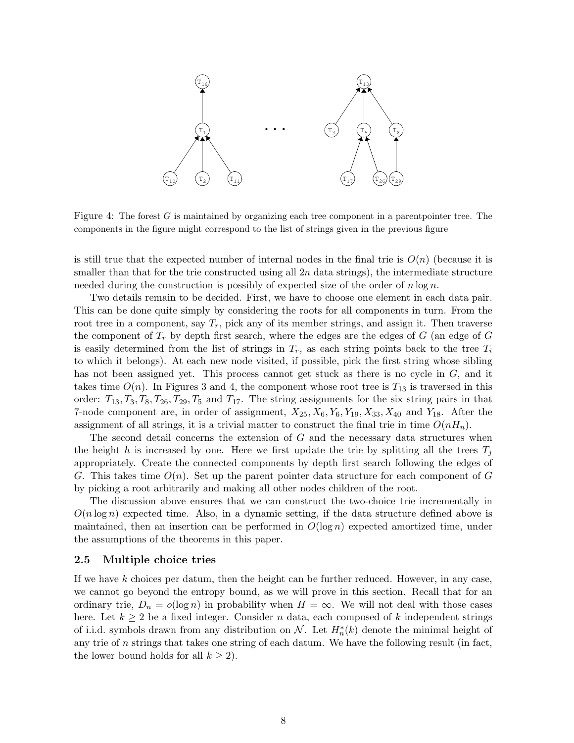Figure 4: The forest $G$ is maintained by organizing each tree component in a parentpointer tree. The components in the figure might correspond to the list of strings given in the previous figure

is still true that the expected number of internal nodes in the final trie is $O(n)$ (because it is smaller than that for the trie constructed using all $2n$ data strings), the intermediate structure needed during the construction is possibly of expected size of the order of $n \log n$.

Two details remain to be decided. First, we have to choose one element in each data pair. This can be done quite simply by considering the roots for all components in turn. From the root tree in a component, say $T_r$, pick any of its member strings, and assign it. Then traverse the component of $T_r$ by depth first search, where the edges are the edges of $G$ (an edge of $G$ is easily determined from the list of strings in $T_r$, as each string points back to the tree $T_i$ to which it belongs). At each new node visited, if possible, pick the first string whose sibling has not been assigned yet. This process cannot get stuck as there is no cycle in $G$, and it takes time $O(n)$. In Figures 3 and 4, the component whose root tree is $T_{13}$ is traversed in this order: $T_{13}, T_3, T_8, T_{26}, T_{29}, T_5$ and $T_{17}$. The string assignments for the six string pairs in that 7-node component are, in order of assignment, $X_{25}, X_6, Y_6, Y_{19}, X_{33}, X_{40}$ and $Y_{18}$. After the assignment of all strings, it is a trivial matter to construct the final trie in time $O(nH_n)$.

The second detail concerns the extension of $G$ and the necessary data structures when the height $h$ is increased by one. Here we first update the trie by splitting all the trees $T_j$ appropriately. Create the connected components by depth first search following the edges of $G$. This takes time $O(n)$. Set up the parent pointer data structure for each component of $G$ by picking a root arbitrarily and making all other nodes children of the root.

The discussion above ensures that we can construct the two-choice trie incrementally in $O(n \log n)$ expected time. Also, in a dynamic setting, if the data structure defined above is maintained, then an insertion can be performed in $O(\log n)$ expected amortized time, under the assumptions of the theorems in this paper.

### 2.5 Multiple choice tries

If we have $k$ choices per datum, then the height can be further reduced. However, in any case, we cannot go beyond the entropy bound, as we will prove in this section. Recall that for an ordinary trie, $D_n = o(\log n)$ in probability when $H = \infty$. We will not deal with those cases here. Let $k \geq 2$ be a fixed integer. Consider $n$ data, each composed of $k$ independent strings of i.i.d. symbols drawn from any distribution on $\mathcal{N}$. Let $H_n^*(k)$ denote the minimal height of any trie of $n$ strings that takes one string of each datum. We have the following result (in fact, the lower bound holds for all $k \geq 2$).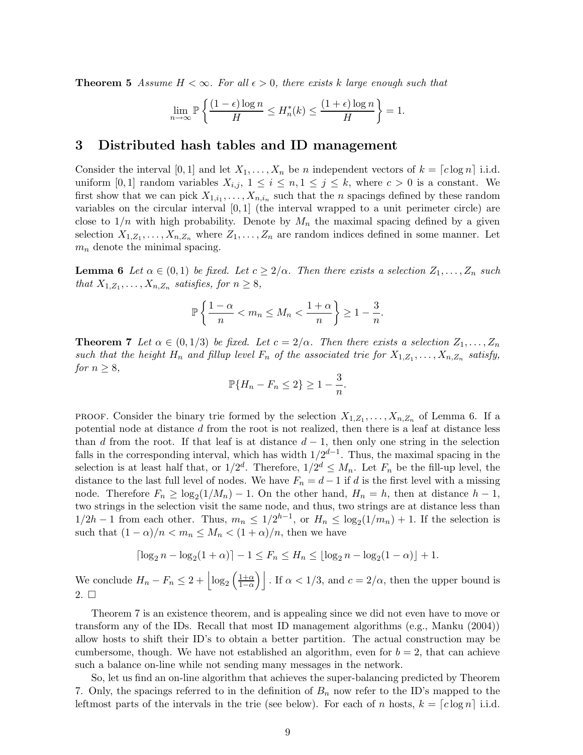**Theorem 5** *Assume $H < \infty$. For all $\epsilon > 0$, there exists $k$ large enough such that*

$$\lim_{n\to\infty} \mathbb{P}\left\{ \frac{(1-\epsilon)\log n}{H} \leq H_n^*(k) \leq \frac{(1+\epsilon)\log n}{H} \right\} = 1.$$

## 3 Distributed hash tables and ID management

Consider the interval $[0,1]$ and let $X_1, \ldots, X_n$ be $n$ independent vectors of $k = \lceil c \log n \rceil$ i.i.d. uniform $[0,1]$ random variables $X_{i,j}$, $1 \leq i \leq n, 1 \leq j \leq k$, where $c > 0$ is a constant. We first show that we can pick $X_{1,i_1}, \ldots, X_{n,i_n}$ such that the $n$ spacings defined by these random variables on the circular interval $[0,1]$ (the interval wrapped to a unit perimeter circle) are close to $1/n$ with high probability. Denote by $M_n$ the maximal spacing defined by a given selection $X_{1,Z_1}, \ldots, X_{n,Z_n}$ where $Z_1, \ldots, Z_n$ are random indices defined in some manner. Let $m_n$ denote the minimal spacing.

**Lemma 6** *Let $\alpha \in (0,1)$ be fixed. Let $c \geq 2/\alpha$. Then there exists a selection $Z_1, \ldots, Z_n$ such that $X_{1,Z_1}, \ldots, X_{n,Z_n}$ satisfies, for $n \geq 8$,*

$$\mathbb{P}\left\{ \frac{1-\alpha}{n} < m_n \leq M_n < \frac{1+\alpha}{n} \right\} \geq 1 - \frac{3}{n}.$$

**Theorem 7** *Let $\alpha \in (0, 1/3)$ be fixed. Let $c = 2/\alpha$. Then there exists a selection $Z_1, \ldots, Z_n$ such that the height $H_n$ and fillup level $F_n$ of the associated trie for $X_{1,Z_1}, \ldots, X_{n,Z_n}$ satisfy, for $n \geq 8$,*

$$\mathbb{P}\{H_n - F_n \leq 2\} \geq 1 - \frac{3}{n}.$$

PROOF. Consider the binary trie formed by the selection $X_{1,Z_1}, \ldots, X_{n,Z_n}$ of Lemma 6. If a potential node at distance $d$ from the root is not realized, then there is a leaf at distance less than $d$ from the root. If that leaf is at distance $d-1$, then only one string in the selection falls in the corresponding interval, which has width $1/2^{d-1}$. Thus, the maximal spacing in the selection is at least half that, or $1/2^d$. Therefore, $1/2^d \leq M_n$. Let $F_n$ be the fill-up level, the distance to the last full level of nodes. We have $F_n = d - 1$ if $d$ is the first level with a missing node. Therefore $F_n \geq \log_2(1/M_n) - 1$. On the other hand, $H_n = h$, then at distance $h-1$, two strings in the selection visit the same node, and thus, two strings are at distance less than $1/2h - 1$ from each other. Thus, $m_n \leq 1/2^{h-1}$, or $H_n \leq \log_2(1/m_n) + 1$. If the selection is such that $(1-\alpha)/n < m_n \leq M_n < (1+\alpha)/n$, then we have

$$\lceil \log_2 n - \log_2(1+\alpha) \rceil - 1 \leq F_n \leq H_n \leq \lfloor \log_2 n - \log_2(1-\alpha) \rfloor + 1.$$

We conclude $H_n - F_n \leq 2 + \left\lfloor \log_2\left(\frac{1+\alpha}{1-\alpha}\right) \right\rfloor$. If $\alpha < 1/3$, and $c = 2/\alpha$, then the upper bound is 2. □

Theorem 7 is an existence theorem, and is appealing since we did not even have to move or transform any of the IDs. Recall that most ID management algorithms (e.g., Manku (2004)) allow hosts to shift their ID's to obtain a better partition. The actual construction may be cumbersome, though. We have not established an algorithm, even for $b = 2$, that can achieve such a balance on-line while not sending many messages in the network.

So, let us find an on-line algorithm that achieves the super-balancing predicted by Theorem 7. Only, the spacings referred to in the definition of $B_n$ now refer to the ID's mapped to the leftmost parts of the intervals in the trie (see below). For each of $n$ hosts, $k = \lceil c \log n \rceil$ i.i.d.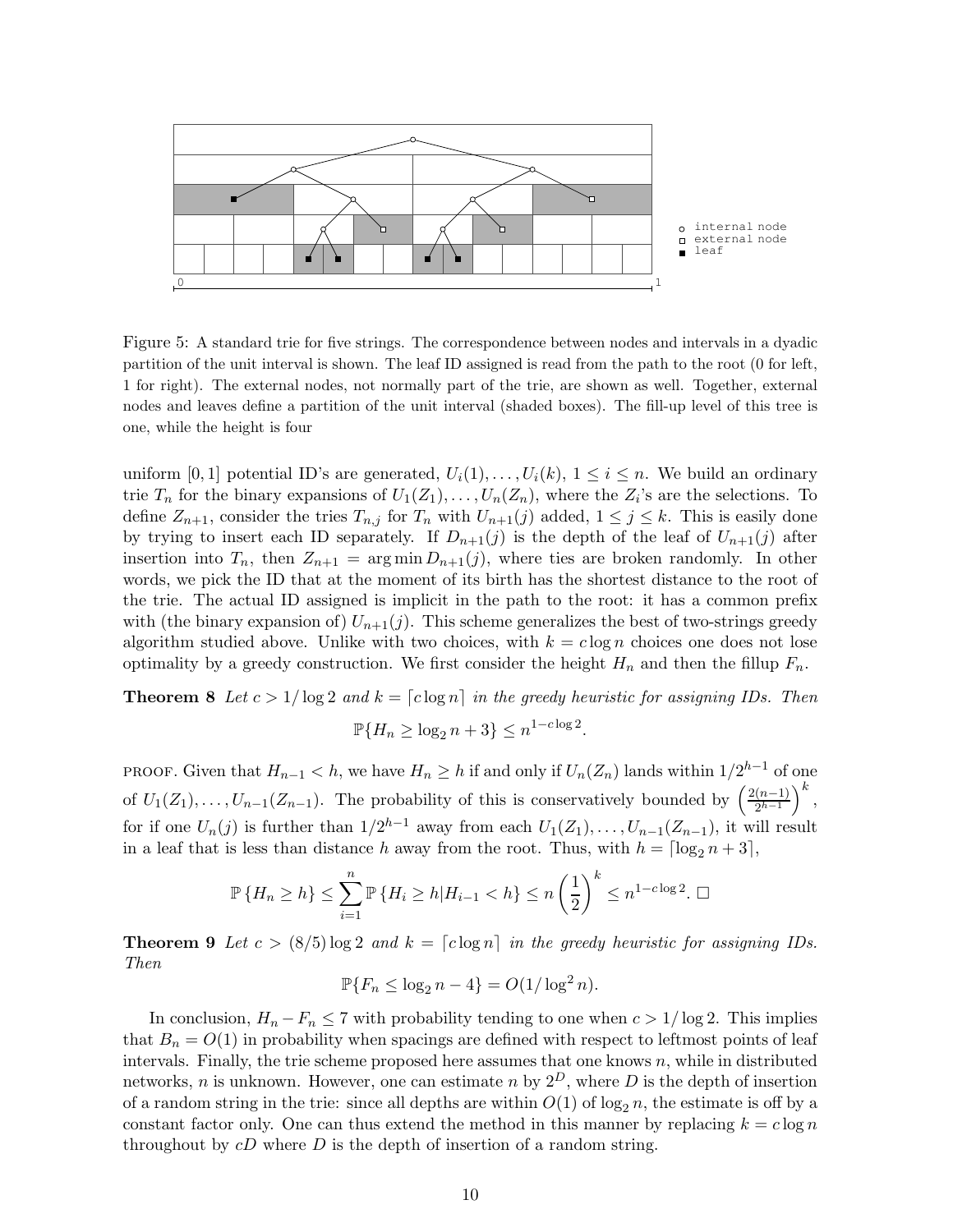Figure 5: A standard trie for five strings. The correspondence between nodes and intervals in a dyadic partition of the unit interval is shown. The leaf ID assigned is read from the path to the root (0 for left, 1 for right). The external nodes, not normally part of the trie, are shown as well. Together, external nodes and leaves define a partition of the unit interval (shaded boxes). The fill-up level of this tree is one, while the height is four

uniform $[0,1]$ potential ID's are generated, $U_i(1), \ldots, U_i(k)$, $1 \le i \le n$. We build an ordinary trie $T_n$ for the binary expansions of $U_1(Z_1), \ldots, U_n(Z_n)$, where the $Z_i$'s are the selections. To define $Z_{n+1}$, consider the tries $T_{n,j}$ for $T_n$ with $U_{n+1}(j)$ added, $1 \le j \le k$. This is easily done by trying to insert each ID separately. If $D_{n+1}(j)$ is the depth of the leaf of $U_{n+1}(j)$ after insertion into $T_n$, then $Z_{n+1} = \arg\min D_{n+1}(j)$, where ties are broken randomly. In other words, we pick the ID that at the moment of its birth has the shortest distance to the root of the trie. The actual ID assigned is implicit in the path to the root: it has a common prefix with (the binary expansion of) $U_{n+1}(j)$. This scheme generalizes the best of two-strings greedy algorithm studied above. Unlike with two choices, with $k = c \log n$ choices one does not lose optimality by a greedy construction. We first consider the height $H_n$ and then the fillup $F_n$.

**Theorem 8** *Let $c > 1/\log 2$ and $k = \lceil c \log n \rceil$ in the greedy heuristic for assigning IDs. Then*

$$\mathbb{P}\{H_n \ge \log_2 n + 3\} \le n^{1 - c \log 2}.$$

PROOF. Given that $H_{n-1} < h$, we have $H_n \ge h$ if and only if $U_n(Z_n)$ lands within $1/2^{h-1}$ of one of $U_1(Z_1), \ldots, U_{n-1}(Z_{n-1})$. The probability of this is conservatively bounded by $\left(\frac{2(n-1)}{2^{h-1}}\right)^k$, for if one $U_n(j)$ is further than $1/2^{h-1}$ away from each $U_1(Z_1), \ldots, U_{n-1}(Z_{n-1})$, it will result in a leaf that is less than distance $h$ away from the root. Thus, with $h = \lceil \log_2 n + 3 \rceil$,

$$\mathbb{P}\left\{H_n \ge h\right\} \le \sum_{i=1}^{n} \mathbb{P}\left\{H_i \ge h | H_{i-1} < h\right\} \le n \left(\frac{1}{2}\right)^k \le n^{1 - c \log 2}. \ \square$$

**Theorem 9** *Let $c > (8/5) \log 2$ and $k = \lceil c \log n \rceil$ in the greedy heuristic for assigning IDs. Then*

$$\mathbb{P}\{F_n \le \log_2 n - 4\} = O(1/\log^2 n).$$

In conclusion, $H_n - F_n \le 7$ with probability tending to one when $c > 1/\log 2$. This implies that $B_n = O(1)$ in probability when spacings are defined with respect to leftmost points of leaf intervals. Finally, the trie scheme proposed here assumes that one knows $n$, while in distributed networks, $n$ is unknown. However, one can estimate $n$ by $2^D$, where $D$ is the depth of insertion of a random string in the trie: since all depths are within $O(1)$ of $\log_2 n$, the estimate is off by a constant factor only. One can thus extend the method in this manner by replacing $k = c \log n$ throughout by $cD$ where $D$ is the depth of insertion of a random string.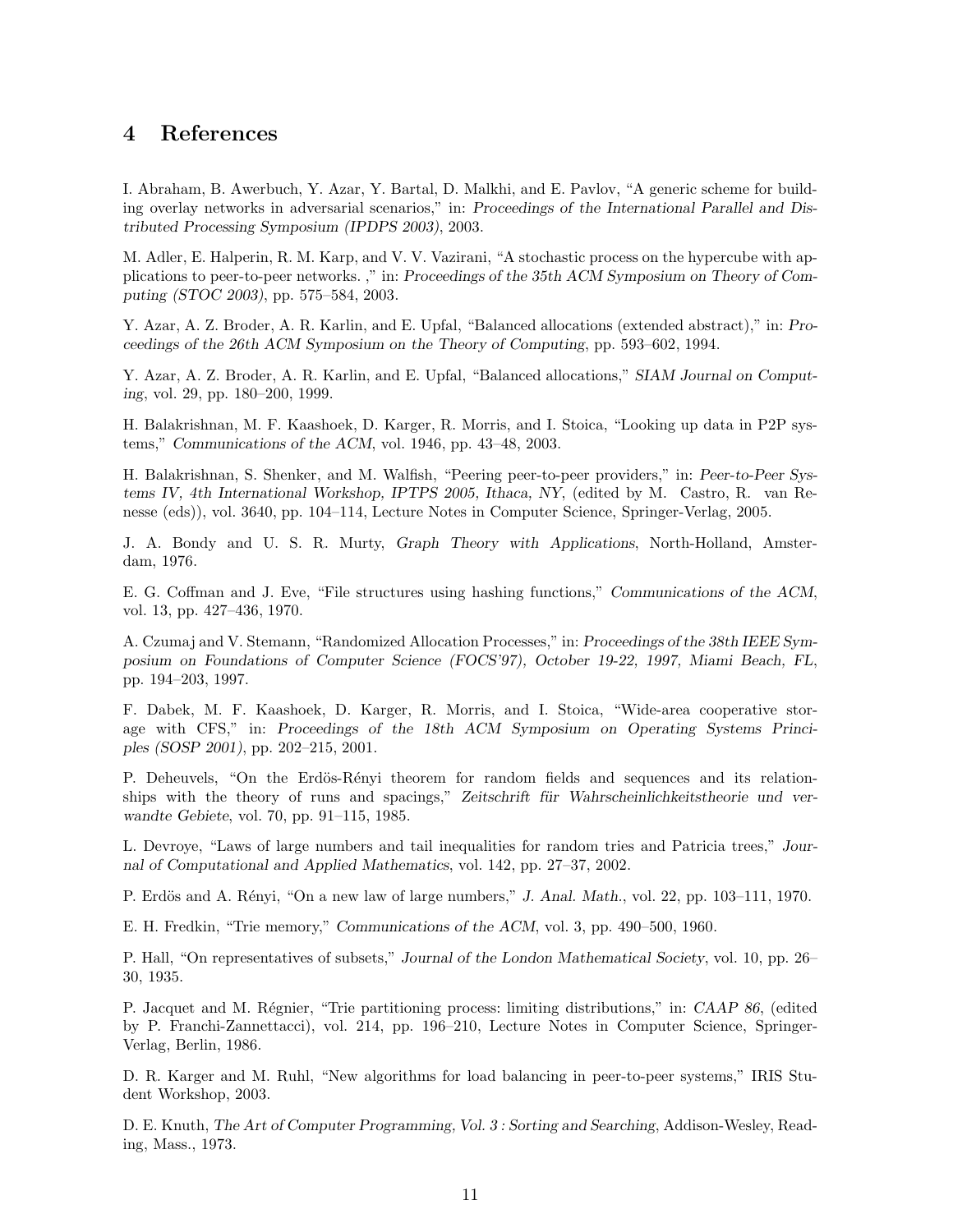## 4 References

I. Abraham, B. Awerbuch, Y. Azar, Y. Bartal, D. Malkhi, and E. Pavlov, "A generic scheme for building overlay networks in adversarial scenarios," in: *Proceedings of the International Parallel and Distributed Processing Symposium (IPDPS 2003)*, 2003.

M. Adler, E. Halperin, R. M. Karp, and V. V. Vazirani, "A stochastic process on the hypercube with applications to peer-to-peer networks. ," in: *Proceedings of the 35th ACM Symposium on Theory of Computing (STOC 2003)*, pp. 575–584, 2003.

Y. Azar, A. Z. Broder, A. R. Karlin, and E. Upfal, "Balanced allocations (extended abstract)," in: *Proceedings of the 26th ACM Symposium on the Theory of Computing*, pp. 593–602, 1994.

Y. Azar, A. Z. Broder, A. R. Karlin, and E. Upfal, "Balanced allocations," *SIAM Journal on Computing*, vol. 29, pp. 180–200, 1999.

H. Balakrishnan, M. F. Kaashoek, D. Karger, R. Morris, and I. Stoica, "Looking up data in P2P systems," *Communications of the ACM*, vol. 1946, pp. 43–48, 2003.

H. Balakrishnan, S. Shenker, and M. Walfish, "Peering peer-to-peer providers," in: *Peer-to-Peer Systems IV, 4th International Workshop, IPTPS 2005, Ithaca, NY*, (edited by M. Castro, R. van Renesse (eds)), vol. 3640, pp. 104–114, Lecture Notes in Computer Science, Springer-Verlag, 2005.

J. A. Bondy and U. S. R. Murty, *Graph Theory with Applications*, North-Holland, Amsterdam, 1976.

E. G. Coffman and J. Eve, "File structures using hashing functions," *Communications of the ACM*, vol. 13, pp. 427–436, 1970.

A. Czumaj and V. Stemann, "Randomized Allocation Processes," in: *Proceedings of the 38th IEEE Symposium on Foundations of Computer Science (FOCS'97), October 19-22, 1997, Miami Beach, FL*, pp. 194–203, 1997.

F. Dabek, M. F. Kaashoek, D. Karger, R. Morris, and I. Stoica, "Wide-area cooperative storage with CFS," in: *Proceedings of the 18th ACM Symposium on Operating Systems Principles (SOSP 2001)*, pp. 202–215, 2001.

P. Deheuvels, "On the Erdös-Rényi theorem for random fields and sequences and its relationships with the theory of runs and spacings," *Zeitschrift für Wahrscheinlichkeitstheorie und verwandte Gebiete*, vol. 70, pp. 91–115, 1985.

L. Devroye, "Laws of large numbers and tail inequalities for random tries and Patricia trees," *Journal of Computational and Applied Mathematics*, vol. 142, pp. 27–37, 2002.

P. Erdös and A. Rényi, "On a new law of large numbers," *J. Anal. Math.*, vol. 22, pp. 103–111, 1970.

E. H. Fredkin, "Trie memory," *Communications of the ACM*, vol. 3, pp. 490–500, 1960.

P. Hall, "On representatives of subsets," *Journal of the London Mathematical Society*, vol. 10, pp. 26–30, 1935.

P. Jacquet and M. Régnier, "Trie partitioning process: limiting distributions," in: *CAAP 86*, (edited by P. Franchi-Zannettacci), vol. 214, pp. 196–210, Lecture Notes in Computer Science, Springer-Verlag, Berlin, 1986.

D. R. Karger and M. Ruhl, "New algorithms for load balancing in peer-to-peer systems," IRIS Student Workshop, 2003.

D. E. Knuth, *The Art of Computer Programming, Vol. 3 : Sorting and Searching*, Addison-Wesley, Reading, Mass., 1973.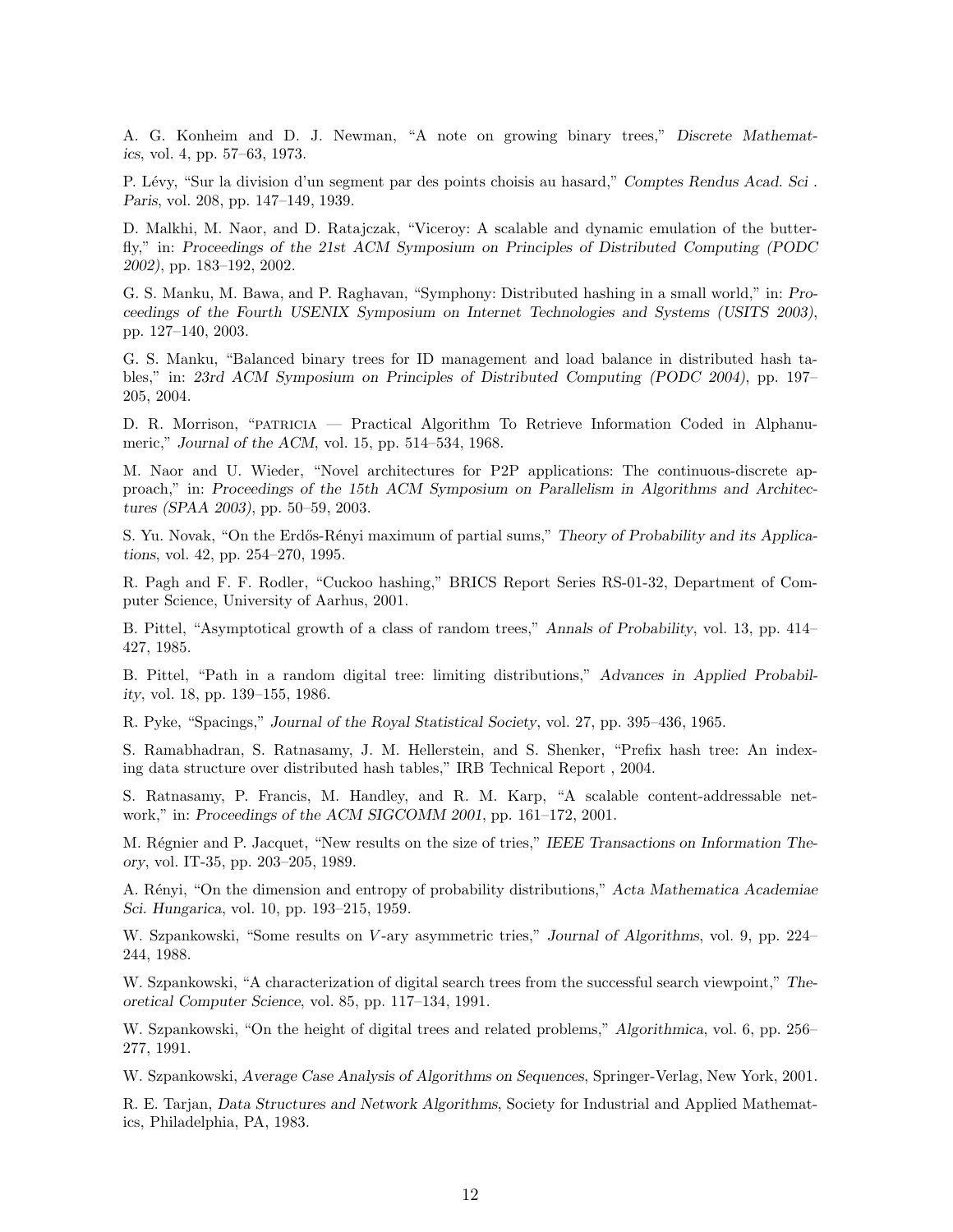A. G. Konheim and D. J. Newman, "A note on growing binary trees," *Discrete Mathematics*, vol. 4, pp. 57–63, 1973.

P. Lévy, "Sur la division d'un segment par des points choisis au hasard," *Comptes Rendus Acad. Sci . Paris*, vol. 208, pp. 147–149, 1939.

D. Malkhi, M. Naor, and D. Ratajczak, "Viceroy: A scalable and dynamic emulation of the butterfly," in: *Proceedings of the 21st ACM Symposium on Principles of Distributed Computing (PODC 2002)*, pp. 183–192, 2002.

G. S. Manku, M. Bawa, and P. Raghavan, "Symphony: Distributed hashing in a small world," in: *Proceedings of the Fourth USENIX Symposium on Internet Technologies and Systems (USITS 2003)*, pp. 127–140, 2003.

G. S. Manku, "Balanced binary trees for ID management and load balance in distributed hash tables," in: *23rd ACM Symposium on Principles of Distributed Computing (PODC 2004)*, pp. 197–205, 2004.

D. R. Morrison, "PATRICIA — Practical Algorithm To Retrieve Information Coded in Alphanumeric," *Journal of the ACM*, vol. 15, pp. 514–534, 1968.

M. Naor and U. Wieder, "Novel architectures for P2P applications: The continuous-discrete approach," in: *Proceedings of the 15th ACM Symposium on Parallelism in Algorithms and Architectures (SPAA 2003)*, pp. 50–59, 2003.

S. Yu. Novak, "On the Erdős-Rényi maximum of partial sums," *Theory of Probability and its Applications*, vol. 42, pp. 254–270, 1995.

R. Pagh and F. F. Rodler, "Cuckoo hashing," BRICS Report Series RS-01-32, Department of Computer Science, University of Aarhus, 2001.

B. Pittel, "Asymptotical growth of a class of random trees," *Annals of Probability*, vol. 13, pp. 414–427, 1985.

B. Pittel, "Path in a random digital tree: limiting distributions," *Advances in Applied Probability*, vol. 18, pp. 139–155, 1986.

R. Pyke, "Spacings," *Journal of the Royal Statistical Society*, vol. 27, pp. 395–436, 1965.

S. Ramabhadran, S. Ratnasamy, J. M. Hellerstein, and S. Shenker, "Prefix hash tree: An indexing data structure over distributed hash tables," IRB Technical Report , 2004.

S. Ratnasamy, P. Francis, M. Handley, and R. M. Karp, "A scalable content-addressable network," in: *Proceedings of the ACM SIGCOMM 2001*, pp. 161–172, 2001.

M. Régnier and P. Jacquet, "New results on the size of tries," *IEEE Transactions on Information Theory*, vol. IT-35, pp. 203–205, 1989.

A. Rényi, "On the dimension and entropy of probability distributions," *Acta Mathematica Academiae Sci. Hungarica*, vol. 10, pp. 193–215, 1959.

W. Szpankowski, "Some results on $V$-ary asymmetric tries," *Journal of Algorithms*, vol. 9, pp. 224–244, 1988.

W. Szpankowski, "A characterization of digital search trees from the successful search viewpoint," *Theoretical Computer Science*, vol. 85, pp. 117–134, 1991.

W. Szpankowski, "On the height of digital trees and related problems," *Algorithmica*, vol. 6, pp. 256–277, 1991.

W. Szpankowski, *Average Case Analysis of Algorithms on Sequences*, Springer-Verlag, New York, 2001.

R. E. Tarjan, *Data Structures and Network Algorithms*, Society for Industrial and Applied Mathematics, Philadelphia, PA, 1983.